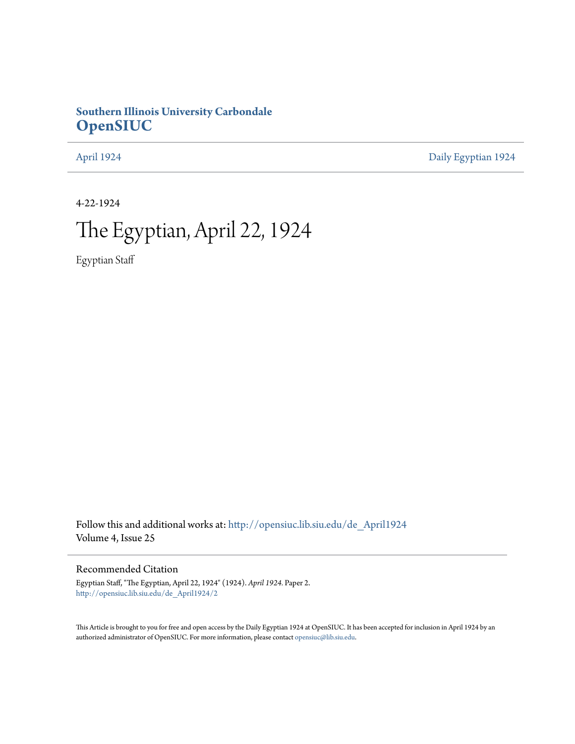**Southern Illinois University Carbondale**
**OpenSIUC**

April 1924 | Daily Egyptian 1924

4-22-1924

# The Egyptian, April 22, 1924

Egyptian Staff

Follow this and additional works at: http://opensiuc.lib.siu.edu/de_April1924
Volume 4, Issue 25

## Recommended Citation

Egyptian Staff, "The Egyptian, April 22, 1924" (1924). *April 1924.* Paper 2.
http://opensiuc.lib.siu.edu/de_April1924/2

This Article is brought to you for free and open access by the Daily Egyptian 1924 at OpenSIUC. It has been accepted for inclusion in April 1924 by an authorized administrator of OpenSIUC. For more information, please contact opensiuc@lib.siu.edu.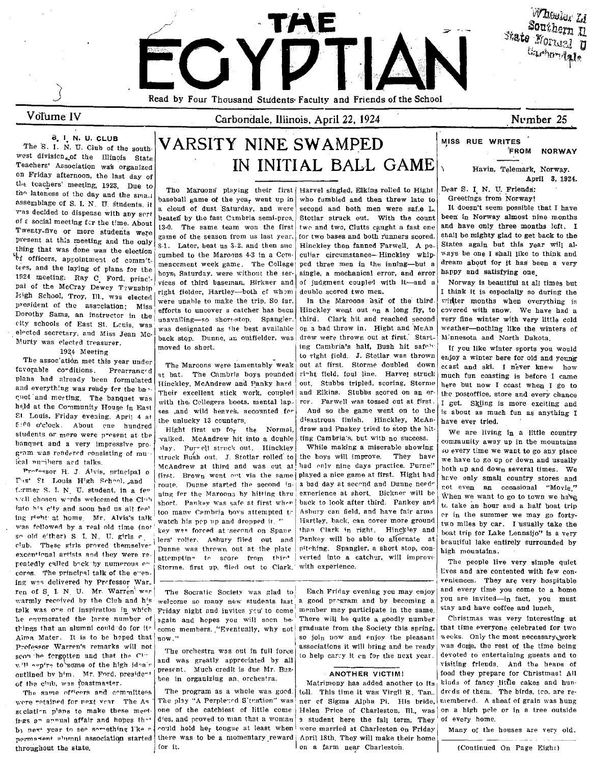# THE EGYPTIAN

Read by Four Thousand Students Faculty and Friends of the School

Volume IV — Carbondale, Illinois, April 22, 1924 — Number 25

### S. I. N. U. CLUB

The S. I. N. U. Club of the southwest division of the Illinois State Teachers' Association was organized on Friday afternoon, the last day of the teachers' meeting, 1923. Due to the lateness of the day and the small assemblage of S. I. N. U. students, it was decided to dispense with any sort of a social meeting for the time. About Twenty-five or more students were present at this meeting and the only thing that was done was the election of officers, appointment of committees, and the laying of plans for the 1924 meeting. Ray C. Ford, principal of the McCray Dewey Township High School, Troy, Ill., was elected president of the association; Miss Dorothy Sams, an instructor in the city schools of East St. Louis, was elected secretary, and Miss Jean McMurty was elected treasurer.

#### 1924 Meeting

The association met this year under favorable conditions. Prearranged plans had already been formulated and everything was ready for the banquet and meeting. The banquet was held at the Community House in East St. Louis, Friday evening, April 4 at 6:00 o'clock. About one hundred students or more were present at the banquet and a very impressive program was rendered consisting of musical numbers and talks.

Professor H. J. Alvis, principal of East St Louis High School, and former S. I. N. U. student, in a few well chosen words welcomed the Club into his city and soon had us all feeling right at home. Mr. Alvis's talk was followed by a real old time (not so old either) S. I. N. U. girls glee club. These girls proved themselves exceptional artists and they were repeatedly called back by numerous encores. The principal talk of the evening was delivered by Professor Warren of S. I. N. U. Mr. Warren was warmly received by the Club and his talk was one of inspiration in which he enumerated the large number of things that an alumni could do for its Alma Mater. It is to be hoped that Professor Warren's remarks will not soon be forgotten and that the Club will aspire to some of the high ideals outlined by him. Mr. Ford, president of the club, was toastmaster.

The same officers and committees were retained for next year. The Association plans to make these meetings an annual affair and hopes that by next year to see something like a permanent alumni association started throughout the state.

## VARSITY NINE SWAMPED IN INITIAL BALL GAME

The Maroons playing their first baseball game of the year went up in a cloud of dust Saturday, and were beaten by the fast Cambria semi-pros, 13-0. The same team won the first game of the season from us last year, 8-1. Later, beat us 3-2, and then succumbed to the Maroons 4-3 in a Commencement week game. The College boys, Saturday, were without the services of third baseman, Birkner and right fielder, Hartley—both of whom were unable to make the trip. So far, efforts to uncover a catcher has been unavailing—so short-stop, Spangler, was designated as the best available back stop. Dunne, an outfielder, was moved to short.

The Maroons were lamentably weak at bat. The Cambria boys pounded Hinckley, McAndrew and Panky hard. Their excellent stick work, coupled with the Collegers boots, mental lapses and wild heaves, accounted for the unlucky 13 counters.

Hight first up for the Normal, walked. McAndrew hit into a double play. Purcell struck out. Hinckley struck Bush out. J. Stotlar rolled to McAndrew at third and was out at first. Brown went out via the same route. Dunne started the second inning for the Maroons by hitting thru short. Pankey was safe at first when too many Cambria boys attempted to watch his pop up and dropped it. Pankey was forced at second on Spanglers' roller. Asbury flied out and Dunne was thrown out at the plate attempting to score from third. Storme, first up, flied out to Clark. Harvel singled, Elkins rolled to Hight who fumbled and then threw late to second and both men were safe L. Stotlar struck out. With the count two and two, Clutts caught a fast one for two bases and both runners scored. Hinckley then fanned Farwell. A peculiar circumstance—Hinckley whipped three men in the inning—but a single, a mechanical error, and error of judgment coupled with it—and a double scored two men.

In the Maroons half of the third, Hinckley went out on a long fly, to third. Clark hit and reached second on a bad throw in. Hight and McAndrew were thrown out at first. Starting Cambria's half, Bush hit safely to right field. J. Stotlar was thrown out at first. Storme doubled down right field, foul line. Harvel struck out. Stubbs tripled, scoring, Storme and Elkins. Stubbs scored on an error. Farwell was tossed out at first.

And so the game went on to the disastrous finish. Hinckley, McAndrew and Pnakey tried to stop the hitting Cambria's, but with no success.

While making a miserable showing the boys will improve. They have had only nine days practice. Purnell played a nice game at first. Hight had a bad day at second and Dunne needs experience at short. Bickner will be back to look after third. Pankey and Asbury can field, and have fair arms. Hartley, back, can cover more ground than Clark in right. Hinckley and Pankey will be able to alternate at pitching. Spangler, a short stop, converted into a catcher, will improve with experience.

---

The Socratic Society was glad to welcome so many new students last Friday night and invites you to come again and hopes you will soon become members. "Eventually, why not now."

The orchestra was out in full force and was greatly appreciated by all present. Much credit is due Mr. Buzbee in organizing an orchestra.

The program as a whole was good. The play "A Perplexed Situation" was one of the catchiest of little comedies, and proved to man that a woman could hold her tongue at least when there was to be a momentary reward for it.

Each Friday evening you may enjoy a good program and by becoming a member may participate in the same. There will be quite a goodly number graduate from the Society this spring, so join now and enjoy the pleasant associations it will bring and be ready to help carry it on for the next year.

### ANOTHER VICTIM!

Matrimony has added another to its toll. This time it was Virgil R. Tanner of Sigma Alpha Pi. His bride, Helen Price of Charleston, Ill., was a student here the fall term. They were married at Charleston on Friday April 18th. They will make their home on a farm near Charleston.

### MISS RUE WRITES FROM NORWAY

Havin, Telemark, Norway.
April 3, 1924.

Dear S. I. N. U. Friends:

Greetings from Norway!

It doesn't seem possible that I have been in Norway almost nine months and have only three months left. I shall be mighty glad to get back to the States again but this year will always be one I shall like to think and dream about for it has been a very happy and satisfying one.

Norway is beautiful at all times but I think it is especially so during the winter months when everything is covered with snow. We have had a very fine winter with very little cold weather—nothing like the winters of Minnesota and North Dakota.

If you like winter sports you would enjoy a winter here for old and young coast and ski. I never knew how much fun coasting is before I came here but now I coast when I go to the postoffice, store and every chance I get. Skiing is more exciting and is about as much fun as anything I have ever tried.

We are living in a little country community away up in the mountains so every time we want to go any place we have to go up or down and usually both up and down several times. We have only small country stores and not even an occasional "Movie." When we want to go to town we have to take an hour and a half boat trip or in the summer we may go forty-two miles by car. I usually take the boat trip for Lake Lennsijo" is a very beautiful lake entirely surrounded by high mountains.

The people live very simple quiet lives and are contented with few conveniences. They are very hospitable and every time you come to a home you are invited—in fact, you must stay and have coffee and lunch.

Christmas was very interesting at that time everyone celebrated for two weeks. Only the most necessary work was done, the rest of the time being devoted to entertaining guests and to visiting friends. And the heaps of food they prepare for Christmas! All kinds of fancy little cakes and hundreds of them. The birds, too, are remembered. A sheaf of grain was hung on a high pole or in a tree outside of every home.

Many of the houses are very old.

(Continued On Page Eight)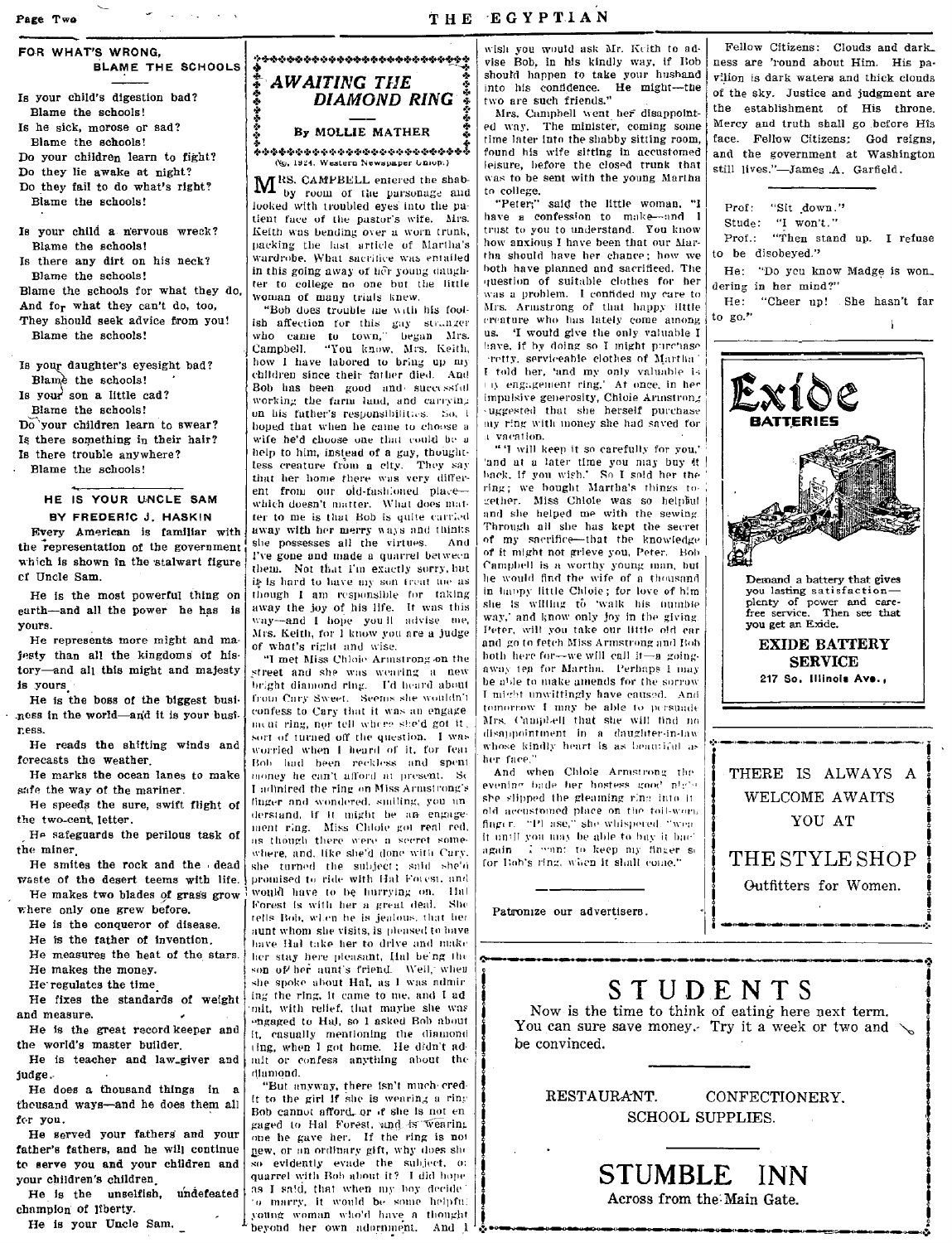## FOR WHAT'S WRONG, BLAME THE SCHOOLS

Is your child's digestion bad?
Blame the schools!
Is he sick, morose or sad?
Blame the schools!
Do your children learn to fight?
Do they lie awake at night?
Do they fail to do what's right?
Blame the schools!

Is your child a nervous wreck?
Blame the schools!
Is there any dirt on his neck?
Blame the schools!
Blame the schools for what they do,
And for what they can't do, too,
They should seek advice from you!
Blame the schools!

Is your daughter's eyesight bad?
Blame the schools!
Is your son a little cad?
Blame the schools!
Do your children learn to swear?
Is there something in their hair?
Is there trouble anywhere?
Blame the schools!

## HE IS YOUR UNCLE SAM

**BY FREDERIC J. HASKIN**

Every American is familiar with the representation of the government which is shown in the stalwart figure of Uncle Sam.

He is the most powerful thing on earth—and all the power he has is yours.

He represents more might and majesty than all the kingdoms of history—and all this might and majesty is yours.

He is the boss of the biggest business in the world—and it is your business.

He reads the shifting winds and forecasts the weather.

He marks the ocean lanes to make safe the way of the mariner.

He speeds the sure, swift flight of the two-cent letter.

He safeguards the perilous task of the miner.

He smites the rock and the dead waste of the desert teems with life.

He makes two blades of grass grow where only one grew before.

He is the conqueror of disease.

He is the father of invention.

He measures the heat of the stars.

He makes the money.

He regulates the time.

He fixes the standards of weight and measure.

He is the great record keeper and the world's master builder.

He is teacher and law-giver and judge.

He does a thousand things in a thousand ways—and he does them all for you.

He served your fathers and your father's fathers, and he will continue to serve you and your children and your children's children.

He is the unselfish, undefeated champion of liberty.

He is your Uncle Sam.

## *AWAITING THE DIAMOND RING*

**By MOLLIE MATHER**

(©, 1924, Western Newspaper Union.)

MRS. CAMPBELL entered the shabby room of the parsonage and looked with troubled eyes into the patient face of the pastor's wife. Mrs. Keith was bending over a worn trunk, packing the last article of Martha's wardrobe. What sacrifice was entailed in this going away of her young daughter to college no one but the little woman of many trials knew.

"Bob does trouble me with his foolish affection for this gay stranger who came to town," began Mrs. Campbell. "You know, Mrs. Keith, how I have labored to bring up my children since their father died. And Bob has been good and successful working the farm land, and carrying on his father's responsibilities. So, I hoped that when he came to choose a wife he'd choose one that could be a help to him, instead of a gay, thoughtless creature from a city. They say that her home there was very different from our old-fashioned place—which doesn't matter. What does matter to me is that Bob is quite carried away with her merry ways and thinks she possesses all the virtues. And I've gone and made a quarrel between them. Not that I'm exactly sorry, but it is hard to have my son treat me as though I am responsible for taking away the joy of his life. It was this way—and I hope you'll advise me, Mrs. Keith, for I know you are a judge of what's right and wise.

"I met Miss Chloie Armstrong on the street and she was wearing a new bright diamond ring. I'd heard about from Cary Sweet. Seems she wouldn't confess to Cary that it was an engagement ring, nor tell where she'd got it, sort of turned off the question. I was worried when I heard of it, for fear Bob had been reckless and spent money he can't afford at present. So I admired the ring on Miss Armstrong's finger and wondered, smiling, you understand, if it might be an engagement ring. Miss Chloie got real red, as though there were a secret somewhere, and, like she'd done with Cary, she turned the subject; said she'd promised to ride with Hal Forest, and would have to be hurrying on. Hal Forest is with her a great deal. She tells Bob, when he is jealous, that her aunt whom she visits, is pleased to have Hal take her to drive and make her stay here pleasant, Hal being the son of her aunt's friend. Well, when she spoke about Hal, as I was admiring the ring, it came to me, and I admit, with relief, that maybe she was engaged to Hal, so I asked Bob about it, casually mentioning the diamond ring, when I got home. He didn't admit or confess anything about the diamond.

"But anyway, there isn't much credit to the girl if she is wearing a ring Bob cannot afford, or if she is not engaged to Hal Forest, and is wearing one he gave her. If the ring is not new, or an ordinary gift, why does she so evidently evade the subject, or quarrel with Bob about it? I did hope as I said, that when my boy decided to marry, it would be some helpful young woman who'd have a thought beyond her own adornment. And I wish you would ask Mr. Keith to advise Bob, in his kindly way, if Bob should happen to take your husband into his confidence. He might—the two are such friends."

Mrs. Campbell went her disappointed way. The minister, coming some time later into the shabby sitting room, found his wife sitting in accustomed leisure, before the closed trunk that was to be sent with the young Martha to college.

"Peter," said the little woman, "I have a confession to make—and I trust to you to understand. You know how anxious I have been that our Martha should have her chance; how we both have planned and sacrificed. The question of suitable clothes for her was a problem. I confided my care to Mrs. Armstrong of that happy little creature who has lately come among us. 'I would give the only valuable I have, if by doing so I might purchase pretty, serviceable clothes of Martha' I told her, 'and my only valuable is my engagement ring.' At once, in her impulsive generosity, Chloie Armstrong suggested that she herself purchase my ring with money she had saved for a vacation.

"'I will keep it so carefully for you,' and at a later time you may buy it back, if you wish.' So I sold her the ring; we bought Martha's things together. Miss Chloie was so helpful and she helped me with the sewing. Through all she has kept the secret of my sacrifice—that the knowledge of it might not grieve you, Peter. Bob Campbell is a worthy young man, but he would find the wife of a thousand in happy little Chloie; for love of him she is willing to 'walk his humble way,' and know only joy in the giving. Peter, will you take our little old car and go to fetch Miss Armstrong and Bob both here for—we will call it—a going-away tea for Martha. Perhaps I may be able to make amends for the sorrow I might unwittingly have caused. And tomorrow I may be able to persuade Mrs. Campbell that she will find no disappointment in a daughter-in-law whose kindly heart is as beautiful as her face."

And when Chloie Armstrong the evening bade her hostess good night she slipped the gleaming ring into its old accustomed place on the toil-worn finger. "Please," she whispered, "wear it until you may be able to buy it back again. I want to keep my finger so for Bob's ring, when it shall come."

Patronize our advertisers.

Fellow Citizens: Clouds and darkness are 'round about Him. His pavilion is dark waters and thick clouds of the sky. Justice and judgment are the establishment of His throne. Mercy and truth shall go before His face. Fellow Citizens: God reigns, and the government at Washington still lives."—James A. Garfield.

Prof: "Sit down."
Stude: "I won't."
Prof.: "Then stand up. I refuse to be disobeyed."

He: "Do you know Madge is wondering in her mind?"
He: "Cheer up! She hasn't far to go."

**Exide BATTERIES**

Demand a battery that gives you lasting satisfaction—plenty of power and care-free service. Then see that you get an Exide.

**EXIDE BATTERY SERVICE**
**217 So. Illinois Ave.,**

THERE IS ALWAYS A WELCOME AWAITS YOU AT

THE STYLE SHOP
Outfitters for Women.

# STUDENTS

Now is the time to think of eating here next term. You can sure save money. Try it a week or two and be convinced.

RESTAURANT. CONFECTIONERY.
SCHOOL SUPPLIES.

## STUMBLE INN
Across from the Main Gate.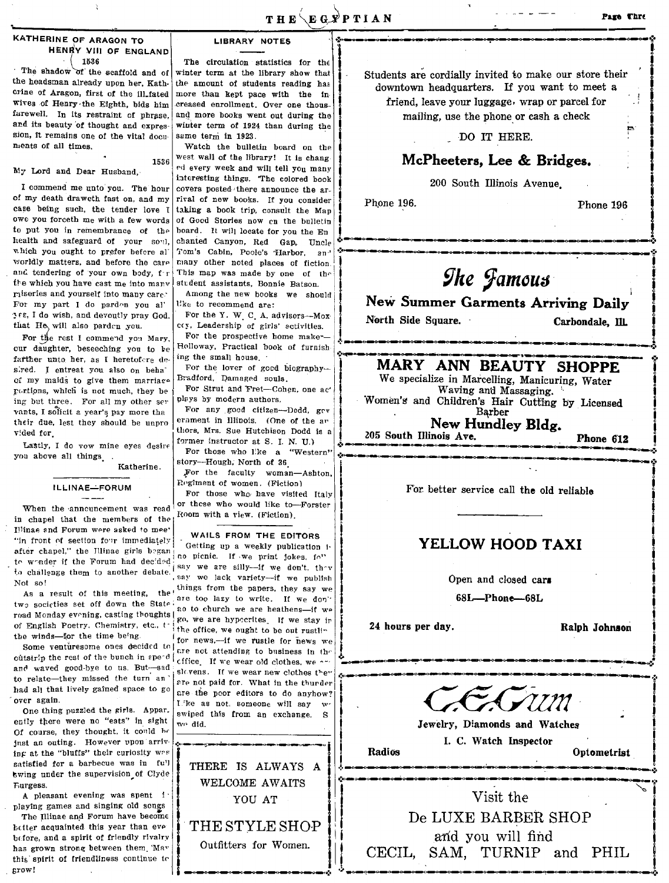## KATHERINE OF ARAGON TO HENRY VIII OF ENGLAND

### 1536

The shadow of the scaffold and of the headsman already upon her, Katherine of Aragon, first of the ill-fated wives of Henry the Eighth, bids him farewell. In its restraint of phrase, and its beauty of thought and expression, it remains one of the vital documents of all times.

1536

My Lord and Dear Husband,

I commend me unto you. The hour of my death draweth fast on, and my case being such, the tender love I owe you forceth me with a few words to put you in remembrance of the health and safeguard of your soul, which you ought to prefer before all worldly matters, and before the care and tendering of your own body, for the which you have cast me into many miseries and yourself into many cares. For my part I do pardon you all; yea, I do wish, and devoutly pray God, that He will also pardon you.

For the rest I commend you Mary, our daughter, beseeching you to be farther unto her, as I heretofore desired. I entreat you also on behalf of my maids to give them marriage portions, which is not much, they being but three. For all my other servants, I solicit a year's pay more than their due, lest they should be unprovided for.

Lastly, I do vow mine eyes desire you above all things.

Katherine.

## ILLINAE—FORUM

When the announcement was read in chapel that the members of the Illinae and Forum were asked to meet "in front of section four immediately after chapel," the Illinae girls began to wonder if the Forum had decided to challenge them to another debate. Not so!

As a result of this meeting, the two societies set off down the State road Monday evening, casting thoughts of English Poetry, Chemistry, etc., to the winds—for the time being.

Some venturesome ones decided to outstrip the rest of the bunch in speed and waved good-bye to us. But—sad to relate—they missed the turn and had all that lively gained space to go over again.

One thing puzzled the girls. Apparently there were no "eats" in sight. Of course, they thought, it could be just an outing. However upon arriving at the "bluffs" their curiosity was satisfied for a barbecue was in full swing under the supervision of Clyde Burgess.

A pleasant evening was spent in playing games and singing old songs.

The Illinae and Forum have become better acquainted this year than ever before, and a spirit of friendly rivalry has grown strong between them. May this spirit of friendliness continue to grow!

## LIBRARY NOTES

The circulation statistics for the winter term at the library show that the amount of students reading has more than kept pace with the increased enrollment. Over one thousand more books went out during the winter term of 1924 than during the same term in 1923.

Watch the bulletin board on the west wall of the library! It is changed every week and will tell you many interesting things. The colored book covers posted there announce the arrival of new books. If you consider taking a book trip, consult the Map of Good Stories now on the bulletin board. It will locate for you the Enchanted Canyon, Red Gap, Uncle Tom's Cabin, Poole's Harbor, and many other noted places of fiction. This map was made by one of the student assistants, Bonnie Batson.

Among the new books we should like to recommend are:

For the Y. W. C. A. advisors—Moxcey, Leadership of girls' activities.

For the prospective home maker—Holloway, Practical book of furnishing the small house.

For the lover of good biography—Bradford, Damaged souls.

For Strut and Fret—Cohen, one act plays by modern authors.

For any good citizen—Dodd, government in Illinois. (One of the authors, Mrs. Sue Hutchison Dodd is a former instructor at S. I. N. U.)

For those who like a "Western" story—Hough, North of 36.

For the faculty woman—Ashton, Regiment of women. (Fiction)

For those who have visited Italy or those who would like to—Forster Room with a view. (Fiction).

## WAILS FROM THE EDITORS

Getting up a weekly publication is no picnic. If we print jokes, folks say we are silly—if we don't, they say we lack variety—if we publish things from the papers, they say we are too lazy to write. If we don't go to church we are heathens—if we go, we are hypocrites. If we stay in the office, we ought to be out rustling for news,—if we rustle for news we are not attending to business in the office. If we wear old clothes, we are slovens. If we wear new clothes they are not paid for. What in the thunder are the poor editors to do anyhow? Like as not, someone will say we swiped this from an exchange. So we did.

---

THERE IS ALWAYS A WELCOME AWAITS YOU AT

THE STYLE SHOP

Outfitters for Women.

---

Students are cordially invited to make our store their downtown headquarters. If you want to meet a friend, leave your luggage, wrap or parcel for mailing, use the phone or cash a check

DO IT HERE.

**McPheeters, Lee & Bridges.**

200 South Illinois Avenue.

Phone 196. Phone 196

---

**The Famous**

**New Summer Garments Arriving Daily**

North Side Square. Carbondale, Ill.

---

**MARY ANN BEAUTY SHOPPE**

We specialize in Marcelling, Manicuring, Water Waving and Massaging.

Women's and Children's Hair Cutting by Licensed Barber

**New Hundley Bldg.**

205 South Illinois Ave. **Phone 612**

---

For better service call the old reliable

**YELLOW HOOD TAXI**

Open and closed cars

68L—Phone—68L

24 hours per day. Ralph Johnson

---

C. E. Gum

Jewelry, Diamonds and Watches

I. C. Watch Inspector

Radios Optometrist

---

Visit the

De LUXE BARBER SHOP

and you will find

CECIL, SAM, TURNIP and PHIL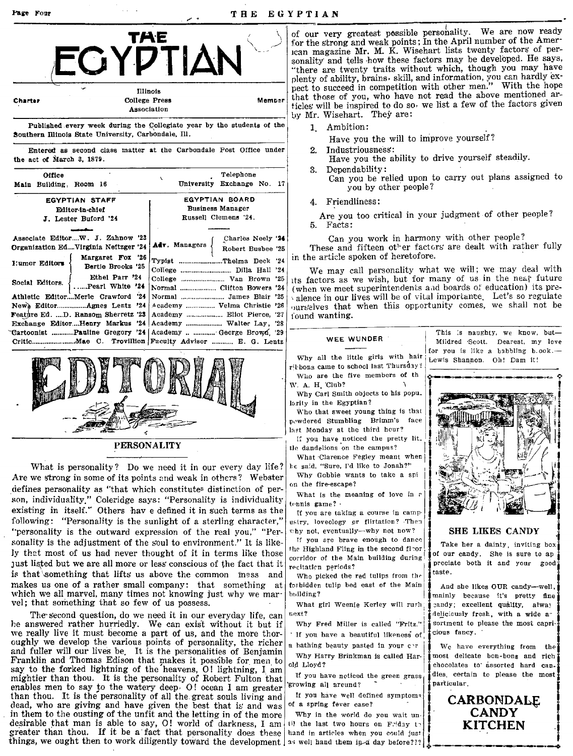# THE EGYPTIAN

Charter Member — Illinois College Press Association

Published every week during the Collegiate year by the students of the Southern Illinois State University, Carbondale, Ill.

Entered as second class matter at the Carbondale Post Office under the act of March 3, 1879.

Office: Main Building, Room 16 — Telephone: University Exchange No. 17

| EGYPTIAN STAFF | EGYPTIAN BOARD |
|---|---|
| Editor-in-chief: J. Lester Buford '24 | Business Manager: Russell Clemens '24 |
| Associate Editor....W. J. Zahnow '23 | Adv. Managers: Charles Neely '24, Robert Busbee '25 |
| Organization Ed....Virginia Neftzger '24 | |
| Humor Editors: Margaret Fox '26, Bertie Brooks '25 | Typist ....Thelma Deck '24 |
| | College ....Dilla Hall '24 |
| Social Editors: Ethel Parr '24, Pearl White '24 | College ....Van Brown '25 |
| | Normal ....Clifton Bowers '24 |
| Athletic Editor....Merle Crawford '24 | Normal ....James Blair '25 |
| News Editor....Agnes Lentz '24 | Academy ....Velma Christie '26 |
| Feature Ed. ....D. Ransom Sherretz '23 | Academy ....Eliot Pierce, '27 |
| Exchange Editor....Henry Markus '24 | Academy ....Walter Lay, '28 |
| Cartoonist ....Pauline Gregory '24 | Academy ....George Brown, '29 |
| Critic....Mae C. Trovillion | Faculty Advisor ....E. G. Lentz |

## EDITORIAL

### PERSONALITY

What is personality? Do we need it in our every day life? Are we strong in some of its points and weak in others? Webster defines personality as "that which constitutes distinction of person, individuality." Coleridge says: "Personality is individuality existing in itself." Others hav e defined it in such terms as the following: "Personality is the sunlight of a sterling character," "personality is the outward expression of the real you," "Personality is the adjustment of the soul to environment." It is likely that most of us had never thought of it in terms like those just listed but we are all more or less conscious of the fact that it is that something that lifts us above the common mass and makes us one of a rather small company: that something at which we all marvel, many times not knowing just why we marvel; that something that so few of us possess.

The second question, do we need it in our everyday life, can be answered rather hurriedly. We can exist without it but if we really live it must become a part of us, and the more thoroughly we develop the various points of personality, the richer and fuller will our lives be. It is the personalities of Benjamin Franklin and Thomas Edison that makes it possible for men to say to the forked lightning of the heavens, O! lightning, I am mightier than thou. It is the personality of Robert Fulton that enables men to say to the watery deep. O! ocean I am greater than thou. It is the personality of all the great souls living and dead, who are giving and have given the best that is and was in them to the ousting of the unfit and the letting in of the more desirable that man is able to say, O! world of darkness, I am greater than thou. If it be a fact that personality does these things, we ought then to work diligently toward the development of our very greatest possible personality. We are now ready for the strong and weak points; In the April number of the American magazine Mr. M. K. Wisehart lists twenty factors of personality and tells how these factors may be developed. He says, "there are twenty traits without which, though you may have plenty of ability, brains, skill, and information, you can hardly expect to succeed in competition with other men." With the hope that those of you, who have not read the above mentioned articles will be inspired to do so, we list a few of the factors given by Mr. Wisehart. They are:

1. Ambition:
   Have you the will to improve yourself?
2. Industriousness:
   Have you the ability to drive yourself steadily.
3. Dependability:
   Can you be relied upon to carry out plans assigned to you by other people?
4. Friendliness:
   Are you too critical in your judgment of other people?
5. Facts:
   Can you work in harmony with other people?

These and fifteen other factors are dealt with rather fully in the article spoken of heretofore.

We may call personality what we will; we may deal with its factors as we wish, but for many of us in the near future (when we meet superintendents and boards of education) its prevalence in our lives will be of vital importance. Let's so regulate ourselves that when this opportunity comes, we shall not be found wanting.

### WEE WUNDER

Why all the little girls with hair ribbons came to school last Thursday?

Who are the five members of the W. A. H. Club?

Why Carl Smith objects to his popularity in the Egyptian?

Who that sweet young thing is that powdered Stumbling Brimm's face last Monday at the third hour?

If you have noticed the pretty little dandelions on the campus?

What Clarence Fegley meant when he said, "Sure, I'd like to Jonah?"

Why Gobbie wants to take a spi on the fire-escape?

What is the meaning of love in a tennis game?

If you are taking a course in campustry, loveology or flirtation? Then why not, eventually—why not now?

If you are brave enough to dance the Highland Fling in the second floor corridor of the Main building during recitation periods?

Who picked the red tulips from the forbidden tulip bed east of the Main building?

What girl Weenie Kerley will rush next?

Why Fred Miller is called "Fritz."

If you have a beautiful likeness of a bathing beauty pasted in your car

Why Harry Brinkman is called Harold Lloyd?

If you have noticed the green grass growing all around?

If you have well defined symptoms of a spring fever case?

Why in the world do you wait until the last two hours on Friday to hand in articles when you could just as well hand them in a day before???

---

This is naughty, we know, but—Mildred Scott. Dearest, my love for you is like a babbling b.ook.—Lewis Shannon. Oh! Dam it!

---

### SHE LIKES CANDY

Take her a dainty, inviting box of our candy. She is sure to appreciate both it and your good taste.

And she likes OUR candy—well, mainly because it's pretty fine candy; excellent quality, always deliciously fresh, with a wide assortment to please the most capricious fancy.

We have everything from the most delicate bon-bons and rich chocolates to assorted hard candies, certain to please the most particular.

**CARBONDALE CANDY KITCHEN**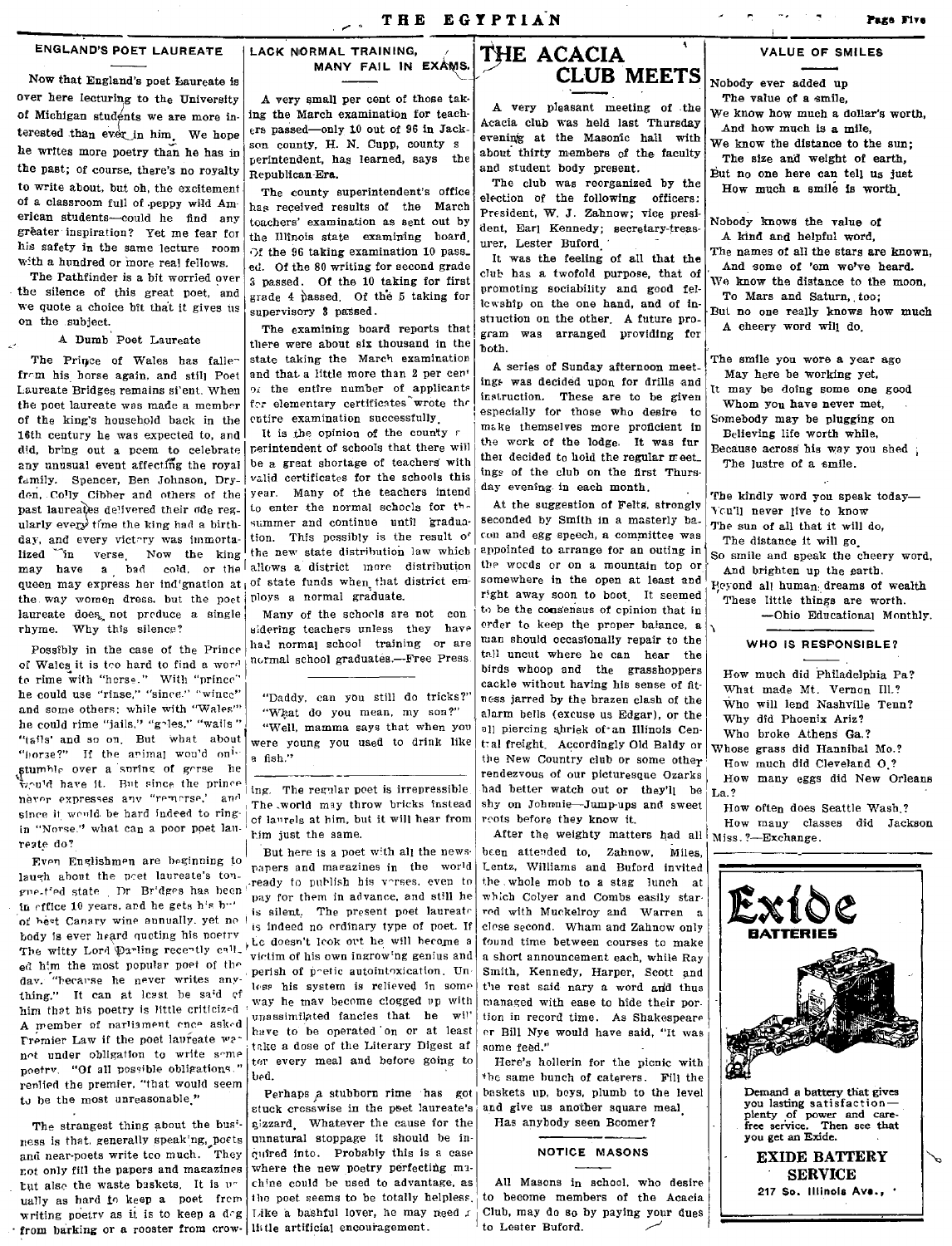## ENGLAND'S POET LAUREATE

Now that England's poet Laureate is over here lecturing to the University of Michigan students we are more interested than ever in him. We hope he writes more poetry than he has in the past; of course, there's no royalty to write about, but oh, the excitement of a classroom full of peppy wild American students—could he find any greater inspiration? Yet me fear for his safety in the same lecture room with a hundred or more real fellows.

The Pathfinder is a bit worried over the silence of this great poet, and we quote a choice bit that it gives us on the subject.

### A Dumb Poet Laureate

The Prince of Wales has fallen from his horse again, and still Poet Laureate Bridges remains silent. When the poet laureate was made a member of the king's household back in the 16th century he was expected to, and did, bring out a poem to celebrate any unusual event affecting the royal family. Spencer, Ben Johnson, Dryden, Colly Cibber and others of the past laureates delivered their ode regularly every time the king had a birthday, and every victory was immortalized in verse. Now the king may have a bad cold, or the queen may express her indignation at the way women dress. but the poet laureate does not produce a single rhyme. Why this silence?

Possibly in the case of the Prince of Wales it is too hard to find a word to rime with "horse." With "prince" he could use "rinse," "since," "wince" and some others; while with "Wales" he could rime "jails," "gales," "wails" "tails' and so on. But what about "horse?" If the animal would only stumble over a spring of gorse he would have it. But since the prince never expresses any "remorse,' and since it would be hard indeed to ring in "Norse." what can a poor poet laureate do?

Even Englishmen are beginning to laugh about the poet laureate's tongue-tied state. Dr Bridges has been in office 10 years, and he gets his butt of best Canary wine annually, yet no body is ever heard quoting his poetry. The witty Lord Darling recently called him the most popular poet of the day. "because he never writes anything." It can at least be said of him that his poetry is little criticized. A member of parliament once asked Premier Law if the poet laureate was not under obligation to write some poetry. "Of all possible obligations," replied the premier, "that would seem to be the most unreasonable."

The strangest thing about the business is that, generally speaking, poets and near-poets write too much. They not only fill the papers and magazines but also the waste baskets. It is usually as hard to keep a poet from writing poetry as it is to keep a dog from barking or a rooster from crowing. The regular poet is irrepressible. The world may throw bricks instead of laurels at him, but it will hear from him just the same.

But here is a poet with all the newspapers and magazines in the world ready to publish his verses, even to pay for them in advance, and still he is silent. The present poet laureate is indeed no ordinary type of poet. If he doesn't look out he will become a victim of his own ingrowing genius and perish of poetic autointoxication. Unless his system is relieved in some way he may become clogged up with unassimilated fancies that he will have to be operated on or at least take a dose of the Literary Digest after every meal and before going to bed.

Perhaps a stubborn rime has got stuck crosswise in the poet laureate's gizzard. Whatever the cause for the unnatural stoppage it should be inquired into. Probably this is a case where the new poetry perfecting machine could be used to advantage, as the poet seems to be totally helpless. Like a bashful lover, he may need a little artificial encouragement.

## LACK NORMAL TRAINING, MANY FAIL IN EXAMS.

A very small per cent of those taking the March examination for teachers passed—only 10 out of 96 in Jackson county, H. N. Cupp, county superintendent, has learned, says the Republican-Era.

The county superintendent's office has received results of the March teachers' examination as sent out by the Illinois state examining board. Of the 96 taking examination 10 passed. Of the 80 writing for second grade 3 passed. Of the 10 taking for first grade 4 passed. Of the 5 taking for supervisory 3 passed.

The examining board reports that there were about six thousand in the state taking the March examination and that a little more than 2 per cent of the entire number of applicants for elementary certificates wrote the entire examination successfully.

It is the opinion of the county superintendent of schools that there will be a great shortage of teachers with valid certificates for the schools this year. Many of the teachers intend to enter the normal schools for the summer and continue until graduation. This possibly is the result of the new state distribution law which allows a district more distribution of state funds when that district employs a normal graduate.

Many of the schools are not considering teachers unless they have had normal school training or are normal school graduates.—Free Press.

---

"Daddy, can you still do tricks?"
"What do you mean, my son?"
"Well, mamma says that when you were young you used to drink like a fish."

## THE ACACIA CLUB MEETS

A very pleasant meeting of the Acacia club was held last Thursday evening at the Masonic hall with about thirty members of the faculty and student body present.

The club was reorganized by the election of the following officers: President, W. J. Zahnow; vice president, Earl Kennedy; secretary-treasurer, Lester Buford.

It was the feeling of all that the club has a twofold purpose, that of promoting sociability and good fellowship on the one hand, and of instruction on the other. A future program was arranged providing for both.

A series of Sunday afternoon meetings was decided upon for drills and instruction. These are to be given especially for those who desire to make themselves more proficient in the work of the lodge. It was further decided to hold the regular meetings of the club on the first Thursday evening in each month.

At the suggestion of Felts, strongly seconded by Smith in a masterly bacon and egg speech, a committee was appointed to arrange for an outing in the woods or on a mountain top or somewhere in the open at least and right away soon to boot. It seemed to be the consensus of opinion that in order to keep the proper balance, a man should occasionally repair to the tall uncut where he can hear the birds whoop and the grasshoppers cackle without having his sense of fitness jarred by the brazen clash of the alarm bells (excuse us Edgar), or the all piercing shriek of an Illinois Central freight. Accordingly Old Baldy or the New Country club or some other rendezvous of our picturesque Ozarks had better watch out or they'll be shy on Johnnie—Jump-ups and sweet roots before they know it.

After the weighty matters had all been attended to, Zahnow, Miles, Lentz, Williams and Buford invited the whole mob to a stag lunch at which Colyer and Combs easily starred with Muckelroy and Warren a close second. Wham and Zahnow only found time between courses to make a short announcement each, while Ray Smith, Kennedy, Harper, Scott and the rest said nary a word and thus managed with ease to hide their portion in record time. As Shakespeare or Bill Nye would have said, "It was some feed."

Here's hollerin for the picnic with the same bunch of caterers. Fill the baskets up, boys, plumb to the level and give us another square meal.

Has anybody seen Boomer?

### NOTICE MASONS

All Masons in school, who desire to become members of the Acacia Club, may do so by paying your dues to Lester Buford.

## VALUE OF SMILES

Nobody ever added up
  The value of a smile,
We know how much a dollar's worth,
  And how much is a mile,
We know the distance to the sun;
  The size and weight of earth,
But no one here can tell us just
  How much a smile is worth.

Nobody knows the value of
  A kind and helpful word,
The names of all the stars are known,
  And some of 'em we've heard.
We know the distance to the moon,
  To Mars and Saturn, too;
But no one really knows how much
  A cheery word will do.

The smile you wore a year ago
  May here be working yet,
It may be doing some one good
  Whom you have never met,
Somebody may be plugging on
  Believing life worth while,
Because across his way you shed
  The lustre of a smile.

The kindly word you speak today—
  You'll never live to know
The sum of all that it will do,
  The distance it will go.
So smile and speak the cheery word,
  And brighten up the earth.
Beyond all human dreams of wealth
  These little things are worth.
    —Ohio Educational Monthly.

## WHO IS RESPONSIBLE?

How much did Philadelphia Pa?
What made Mt. Vernon Ill.?
Who will lend Nashville Tenn?
Why did Phoenix Ariz?
Who broke Athens Ga.?
Whose grass did Hannibal Mo.?
How much did Cleveland O.?
How many eggs did New Orleans La.?
How often does Seattle Wash.?
How many classes did Jackson Miss.?—Exchange.

---

**Exide BATTERIES**

Demand a battery that gives you lasting satisfaction—plenty of power and care-free service. Then see that you get an Exide.

**EXIDE BATTERY SERVICE**
217 So. Illinois Ave.,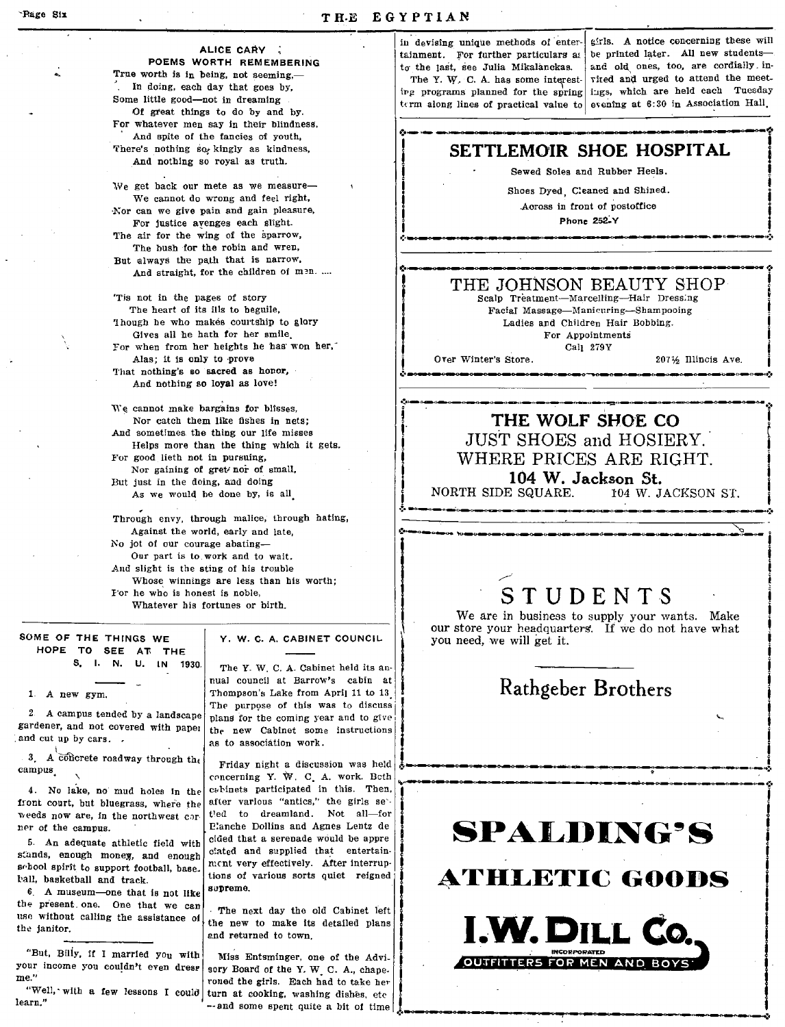## ALICE CARY
### POEMS WORTH REMEMBERING

True worth is in being, not seeming,—
In doing, each day that goes by,
Some little good—not in dreaming
Of great things to do by and by.
For whatever men say in their blindness,
And spite of the fancies of youth,
There's nothing so kingly as kindness,
And nothing so royal as truth.

We get back our mete as we measure—
We cannot do wrong and feel right,
Nor can we give pain and gain pleasure,
For justice avenges each slight.
The air for the wing of the sparrow,
The bush for the robin and wren,
But always the path that is narrow,
And straight, for the children of men. ....

'Tis not in the pages of story
The heart of its ills to beguile,
Though he who makes courtship to glory
Gives all he hath for her smile,
For when from her heights he has won her,
Alas; it is only to prove
That nothing's so sacred as honor,
And nothing so loyal as love!

We cannot make bargains for blisses,
Nor catch them like fishes in nets;
And sometimes the thing our life misses
Helps more than the thing which it gets.
For good lieth not in pursuing,
Nor gaining of great nor of small,
But just in the doing, and doing
As we would be done by, is all.

Through envy, through malice, through hating,
Against the world, early and late,
No jot of our courage abating—
Our part is to work and to wait.
And slight is the sting of his trouble
Whose winnings are less than his worth;
For he who is honest is noble,
Whatever his fortunes or birth.

### SOME OF THE THINGS WE HOPE TO SEE AT THE S. I. N. U. IN 1930.

1. A new gym.

2. A campus tended by a landscape gardener, and not covered with paper and cut up by cars.

3. A concrete roadway through the campus.

4. No lake, no mud holes in the front court, but bluegrass, where the weeds now are, in the northwest corner of the campus.

5. An adequate athletic field with stands, enough money, and enough school spirit to support football, baseball, basketball and track.

6. A museum—one that is not like the present one. One that we can use without calling the assistance of the janitor.

---

"But, Billy, if I married you with your income you couldn't even dress me."

"Well, with a few lessons I could learn."

### Y. W. C. A. CABINET COUNCIL

The Y. W. C. A. Cabinet held its annual council at Barrow's cabin at Thompson's Lake from April 11 to 13. The purpose of this was to discuss plans for the coming year and to give the new Cabinet some instructions as to association work.

Friday night a discussion was held concerning Y. W. C. A. work. Both cabinets participated in this. Then, after various "antics," the girls settled to dreamland. Not all—for Blanche Dollins and Agnes Lentz decided that a serenade would be appreciated and supplied that entertainment very effectively. After interruptions of various sorts quiet reigned supreme.

The next day the old Cabinet left the new to make its detailed plans and returned to town.

Miss Entsminger, one of the Advisory Board of the Y. W. C. A., chaperoned the girls. Each had to take her turn at cooking, washing dishes, etc.—and some spent quite a bit of time in devising unique methods of entertainment. For further particulars as to the last, see Julia Mikalanckas.

The Y. W. C. A. has some interesting programs planned for the spring term along lines of practical value to girls. A notice concerning these will be printed later. All new students—and old ones, too, are cordially invited and urged to attend the meetings, which are held each Tuesday evening at 6:30 in Association Hall.

---

**SETTLEMOIR SHOE HOSPITAL**

Sewed Soles and Rubber Heels.

Shoes Dyed, Cleaned and Shined.

Across in front of postoffice

Phone 252-Y

---

**THE JOHNSON BEAUTY SHOP**

Scalp Treatment—Marcelling—Hair Dressing
Facial Massage—Manicuring—Shampooing
Ladies and Children Hair Bobbing.
For Appointments
Call 279Y

Over Winter's Store. 207½ Illinois Ave.

---

**THE WOLF SHOE CO**

JUST SHOES and HOSIERY.
WHERE PRICES ARE RIGHT.
**104 W. Jackson St.**
NORTH SIDE SQUARE. 104 W. JACKSON ST.

---

**STUDENTS**

We are in business to supply your wants. Make our store your headquarters. If we do not have what you need, we will get it.

**Rathgeber Brothers**

---

**SPALDING'S ATHLETIC GOODS**

**I. W. DILL CO.**
INCORPORATED
OUTFITTERS FOR MEN AND BOYS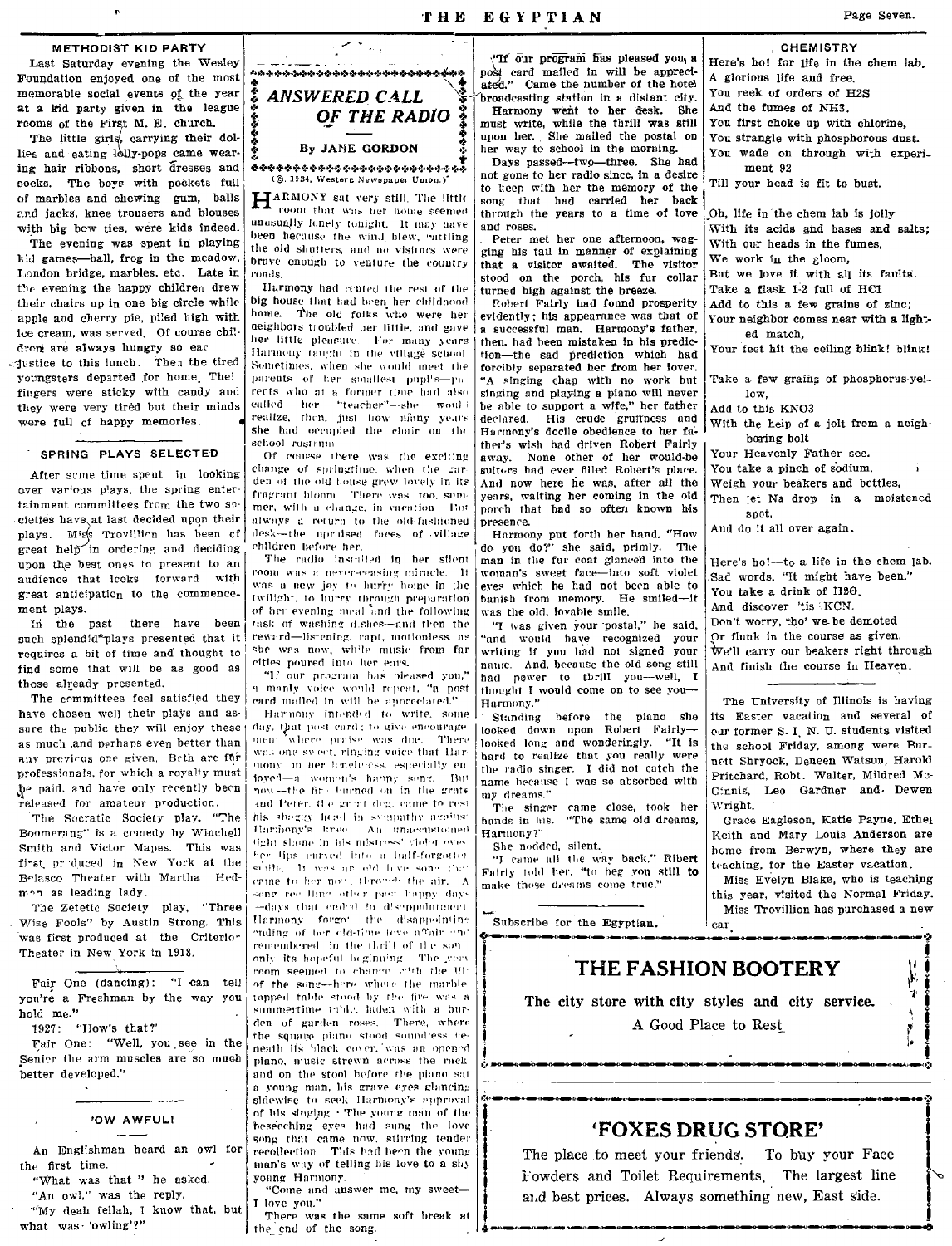## METHODIST KID PARTY

Last Saturday evening the Wesley Foundation enjoyed one of the most memorable social events of the year at a kid party given in the league rooms of the First M. E. church.

The little girls, carrying their dollies and eating lolly-pops came wearing hair ribbons, short dresses and socks. The boys with pockets full of marbles and chewing gum, balls and jacks, knee trousers and blouses with big bow ties, were kids indeed.

The evening was spent in playing kid games—ball, frog in the meadow, London bridge, marbles, etc. Late in the evening the happy children drew their chairs up in one big circle while apple and cherry pie, piled high with ice cream, was served. Of course children are always hungry so eac justice to this lunch. Then the tired youngsters departed for home. Their fingers were sticky with candy and they were very tired but their minds were full of happy memories.

## SPRING PLAYS SELECTED

After some time spent in looking over various plays, the spring entertainment committees from the two societies have at last decided upon their plays. Miss Trovillion has been of great help in ordering and deciding upon the best ones to present to an audience that looks forward with great anticipation to the commencement plays.

In the past there have been such splendid plays presented that it requires a bit of time and thought to find some that will be as good as those already presented.

The committees feel satisfied they have chosen well their plays and assure the public they will enjoy these as much and perhaps even better than any previous one given. Both are for professionals, for which a royalty must be paid, and have only recently been released for amateur production.

The Socratic Society play, "The Boomerang" is a comedy by Winchell Smith and Victor Mapes. This was first produced in New York at the Belasco Theater with Martha Hedman as leading lady.

The Zetetic Society play, "Three Wise Fools" by Austin Strong. This was first produced at the Criterion Theater in New York in 1918.

---

Fair One (dancing): "I can tell you're a Freshman by the way you hold me."

1927: "How's that?"

Fair One: "Well, you see in the Senior the arm muscles are so much better developed."

## 'OW AWFUL!

An Englishman heard an owl for the first time.

"What was that " he asked.

"An owl," was the reply.

"My deah fellah, I know that, but what was 'owling'?"

## ANSWERED CALL OF THE RADIO

By JANE GORDON

(©, 1924, Western Newspaper Union.)

HARMONY sat very still. The little room that was her home seemed unusually lonely tonight. It may have been because the wind blew, rattling the old shutters, and no visitors were brave enough to venture the country roads.

Harmony had rented the rest of the big house that had been her childhood home. The old folks who were her neighbors troubled her little, and gave her little pleasure. For many years Harmony taught in the village school. Sometimes, when she would meet the parents of her smallest pupils—parents who at a former time had also called her "teacher"—she would realize, then, just how many years she had occupied the chair on the school rostrum.

Of course there was the exciting change of springtime, when the garden of the old house grew lovely in its fragrant bloom. There was, too, summer, with a change, in vacation. But always a return to the old-fashioned desk—the upraised faces of village children before her.

The radio installed in her silent room was a never-ceasing miracle. It was a new joy to hurry home in the twilight, to hurry through preparation of her evening meal and the following task of washing dishes—and then the reward—listening, rapt, motionless, as she was now, while music from far cities poured into her ears.

"If our program has pleased you," a manly voice would repeat, "a post card mailed in will be appreciated."

Harmony intended to write, some day, that post card; to give encouragement where praise was due. There was one sweet, ringing voice that Harmony in her loneliness, especially enjoyed—a women's happy song. But now—the fire burned on in the grate and Peter, the great dog, came to rest his shaggy head in sympathy against Harmony's knee. An unaccustomed light shone in his mistress' violet eyes, her lips curved into a half-forgotten smile. It was an old love song that came to her now, through the air. A song recalling other past happy days—days that ended in disappointment. Harmony forgot the disappointing ending of her old-time love affair and remembered, in the thrill of the song, only its hopeful beginning. The very room seemed to change with the lilt of the song—here where the marble topped table stood by the fire was a summertime table, laden with a burden of garden roses. There, where the square piano stood soundless beneath its black cover, was an opened piano, music strewn across the rack and on the stool before the piano sat a young man, his grave eyes glancing sidewise to seek Harmony's approval of his singing. The young man of the beseeching eyes had sung the love song that came now, stirring tender recollection. This had been the young man's way of telling his love to a shy young Harmony.

"Come and answer me, my sweet—I love you."

There was the same soft break at the end of the song.

"If our program has pleased you, a post card mailed in will be appreciated." Came the number of the hotel broadcasting station in a distant city.

Harmony went to her desk. She must write, while the thrill was still upon her. She mailed the postal on her way to school in the morning.

Days passed—two—three. She had not gone to her radio since, in a desire to keep with her the memory of the song that had carried her back through the years to a time of love and roses.

Peter met her one afternoon, wagging his tail in manner of explaining that a visitor awaited. The visitor stood on the porch, his fur collar turned high against the breeze.

Robert Fairly had found prosperity evidently; his appearance was that of a successful man. Harmony's father, then, had been mistaken in his prediction—the sad prediction which had forcibly separated her from her lover. "A singing chap with no work but singing and playing a piano will never be able to support a wife," her father declared. His crude gruffness and Harmony's docile obedience to her father's wish had driven Robert Fairly away. None other of her would-be suitors had ever filled Robert's place. And now here he was, after all the years, waiting her coming in the old porch that had so often known his presence.

Harmony put forth her hand. "How do you do?" she said, primly. The man in the fur coat glanced into the woman's sweet face—into soft violet eyes which he had not been able to banish from memory. He smiled—it was the old, lovable smile.

"I was given your postal," he said, "and would have recognized your writing if you had not signed your name. And, because the old song still had power to thrill you—well, I thought I would come on to see you—Harmony."

Standing before the piano she looked down upon Robert Fairly—looked long and wonderingly. "It is hard to realize that you really were the radio singer. I did not catch the name because I was so absorbed with my dreams."

The singer came close, took her hands in his. "The same old dreams, Harmony?"

She nodded, silent.

"I came all the way back," Robert Fairly told her, "to beg you still to make those dreams come true."

---

Subscribe for the Egyptian.

## CHEMISTRY

Here's ho! for life in the chem lab.
A glorious life and free.
You reek of orders of $H_2S$
And the fumes of $NH_3$.
You first choke up with chlorine,
You strangle with phosphorous dust.
You wade on through with experiment 92
Till your head is fit to bust.

Oh, life in the chem lab is jolly
With its acids and bases and salts;
With our heads in the fumes,
We work in the gloom,
But we love it with all its faults.
Take a flask 1-2 full of HCl
Add to this a few grains of zinc;
Your neighbor comes near with a lighted match,
Your feet hit the ceiling blink! blink!

Take a few grains of phosphorus-yellow,
Add to this $KNO_3$
With the help of a jolt from a neighboring bolt
Your Heavenly Father see.
You take a pinch of sodium,
Weigh your beakers and bottles,
Then let Na drop in a moistened spot,
And do it all over again.

Here's ho!—to a life in the chem lab.
Sad words, "It might have been."
You take a drink of $H_2O$,
And discover 'tis KCN.
Don't worry, tho' we be demoted
Or flunk in the course as given,
We'll carry our beakers right through
And finish the course in Heaven.

---

The University of Illinois is having its Easter vacation and several of our former S. I. N. U. students visited the school Friday, among were Burnett Shryock, Deneen Watson, Harold Pritchard, Robt. Walter, Mildred McGinnis, Leo Gardner and Dewen Wright.

Grace Eagleson, Katie Payne, Ethel Keith and Mary Louis Anderson are home from Berwyn, where they are teaching, for the Easter vacation.

Miss Evelyn Blake, who is teaching this year, visited the Normal Friday.

Miss Trovillion has purchased a new car.

---

**THE FASHION BOOTERY**

The city store with city styles and city service.

A Good Place to Rest

---

**'FOXES DRUG STORE'**

The place to meet your friends. To buy your Face Powders and Toilet Requirements. The largest line and best prices. Always something new, East side.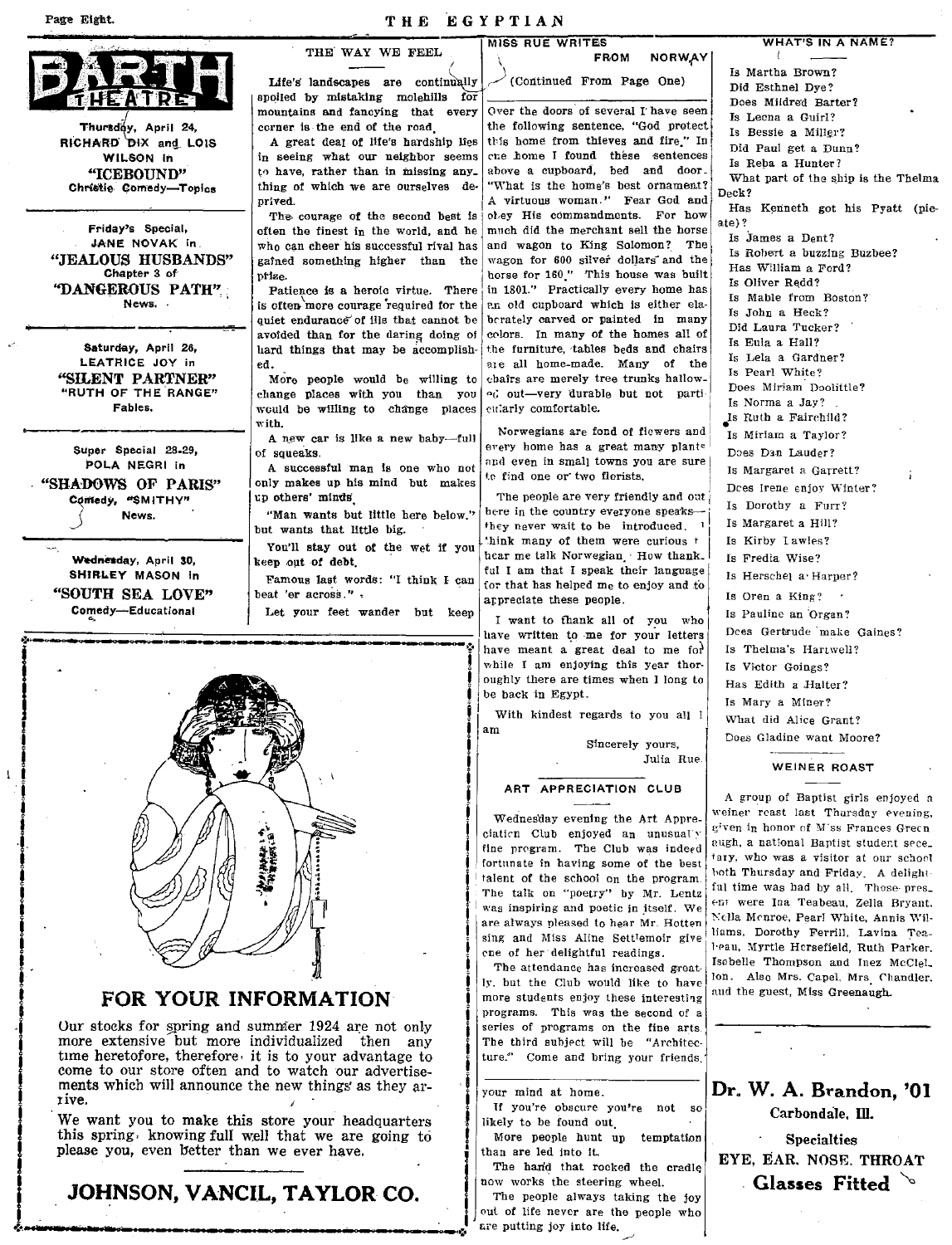## BARTH THEATRE

Thursday, April 24,
RICHARD DIX and LOIS WILSON in
**"ICEBOUND"**
Christie Comedy—Topics

Friday's Special,
JANE NOVAK in
**"JEALOUS HUSBANDS"**
Chapter 3 of
**"DANGEROUS PATH"**
News.

Saturday, April 26,
LEATRICE JOY in
**"SILENT PARTNER"**
"RUTH OF THE RANGE"
Fables.

Super Special 28-29,
POLA NEGRI in
**"SHADOWS OF PARIS"**
Comedy, "SMITHY"
News.

Wednesday, April 30,
SHIRLEY MASON in
**"SOUTH SEA LOVE"**
Comedy—Educational

## THE WAY WE FEEL

Life's landscapes are continually spoiled by mistaking molehills for mountains and fancying that every corner is the end of the road.

A great deal of life's hardship lies in seeing what our neighbor seems to have, rather than in missing anything of which we are ourselves deprived.

The courage of the second best is often the finest in the world, and he who can cheer his successful rival has gained something higher than the prize.

Patience is a heroic virtue. There is often more courage required for the quiet endurance of ills that cannot be avoided than for the daring doing of hard things that may be accomplished.

More people would be willing to change places with you than you would be willing to change places with.

A new car is like a new baby—full of squeaks.

A successful man is one who not only makes up his mind but makes up others' minds.

"Man wants but little here below." but wants that little big.

You'll stay out of the wet if you keep out of debt.

Famous last words: "I think I can beat 'er across."

Let your feet wander but keep your mind at home.

If you're obscure you're not so likely to be found out.

More people hunt up temptation than are led into it.

The hand that rocked the cradle now works the steering wheel.

The people always taking the joy out of life never are the people who are putting joy into life.

## MISS RUE WRITES FROM NORWAY

(Continued From Page One)

Over the doors of several I have seen the following sentence, "God protect this home from thieves and fire." In one home I found these sentences above a cupboard, bed and door. "What is the home's best ornament? A virtuous woman." Fear God and obey His commandments. For how much did the merchant sell the horse and wagon to King Solomon? The wagon for 600 silver dollars and the horse for 160." This house was built in 1801." Practically every home has an old cupboard which is either elaborately carved or painted in many colors. In many of the homes all of the furniture, tables beds and chairs are all home-made. Many of the chairs are merely tree trunks hallowed out—very durable but not particularly comfortable.

Norwegians are fond of flowers and every home has a great many plants and even in small towns you are sure to find one or two florists.

The people are very friendly and out here in the country everyone speaks—they never wait to be introduced. I think many of them were curious t hear me talk Norwegian. How thankful I am that I speak their language for that has helped me to enjoy and to appreciate these people.

I want to thank all of you who have written to me for your letters have meant a great deal to me for while I am enjoying this year thoroughly there are times when I long to be back in Egypt.

With kindest regards to you all I am

Sincerely yours,
Julia Rue.

## ART APPRECIATION CLUB

Wednesday evening the Art Appreciation Club enjoyed an unusually fine program. The Club was indeed fortunate in having some of the best talent of the school on the program. The talk on "poetry" by Mr. Lentz was inspiring and poetic in itself. We are always pleased to hear Mr. Hottensing and Miss Aline Settlemoir give one of her delightful readings.

The attendance has increased greatly, but the Club would like to have more students enjoy these interesting programs. This was the second of a series of programs on the fine arts. The third subject will be "Architecture." Come and bring your friends.

## WHAT'S IN A NAME?

Is Martha Brown?
Did Esthnel Dye?
Does Mildred Barter?
Is Leona a Guirl?
Is Bessie a Miller?
Did Paul get a Dunn?
Is Reba a Hunter?
What part of the ship is the Thelma Deck?
Has Kenneth got his Pyatt (pieate)?
Is James a Dent?
Is Robert a buzzing Buzbee?
Has William a Ford?
Is Oliver Redd?
Is Mable from Boston?
Is John a Heck?
Did Laura Tucker?
Is Eula a Hall?
Is Lela a Gardner?
Is Pearl White?
Does Miriam Doolittle?
Is Norma a Jay?
Is Ruth a Fairchild?
Is Miriam a Taylor?
Does Dan Lauder?
Is Margaret a Garrett?
Does Irene enjoy Winter?
Is Dorothy a Furr?
Is Margaret a Hill?
Is Kirby Lawles?
Is Fredia Wise?
Is Herschel a Harper?
Is Oren a King?
Is Pauline an Organ?
Does Gertrude make Gaines?
Is Thelma's Hartwell?
Is Victor Goings?
Has Edith a Halter?
Is Mary a Miner?
What did Alice Grant?
Does Gladine want Moore?

## WEINER ROAST

A group of Baptist girls enjoyed a weiner roast last Thursday evening, given in honor of Miss Frances Greenaugh, a national Baptist student secetary, who was a visitor at our school both Thursday and Friday. A delightful time was had by all. Those present were Ina Teabeau, Zella Bryant, Nella Monroe, Pearl White, Annis Williams, Dorothy Ferrill, Lavina Teabeau, Myrtle Horsefield, Ruth Parker, Isobelle Thompson and Inez McClellon. Also Mrs. Capel, Mrs. Chandler, and the guest, Miss Greenaugh.

## FOR YOUR INFORMATION

Our stocks for spring and summer 1924 are not only more extensive but more individualized then any time heretofore, therefore it is to your advantage to come to our store often and to watch our advertisements which will announce the new things as they arrive.

We want you to make this store your headquarters this spring, knowing full well that we are going to please you, even better than we ever have.

**JOHNSON, VANCIL, TAYLOR CO.**

**Dr. W. A. Brandon, '01**
Carbondale, Ill.
Specialties
EYE, EAR, NOSE, THROAT
**Glasses Fitted**